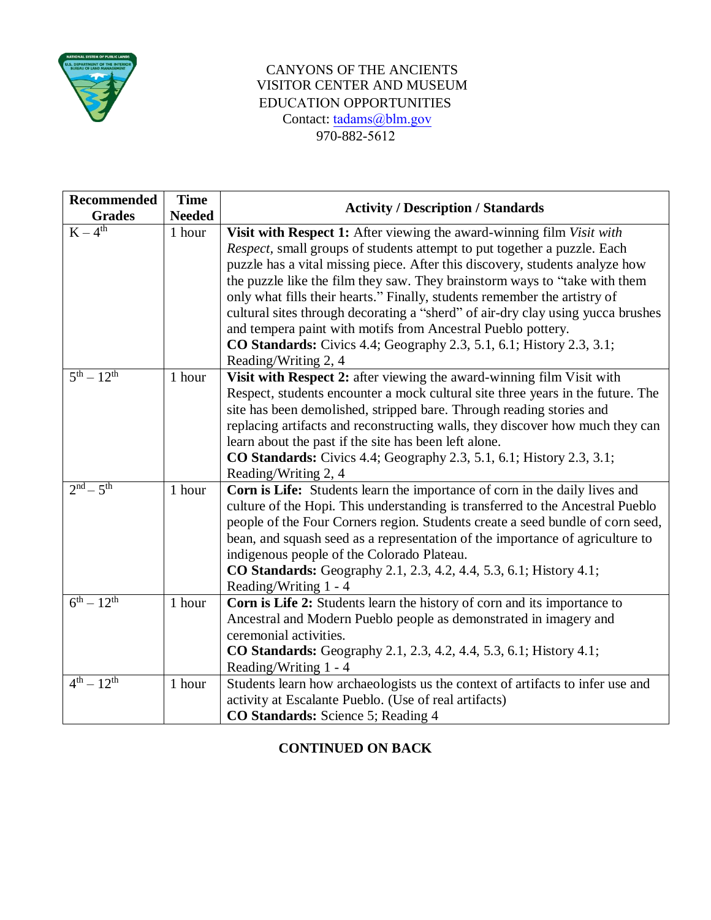# CANYONS OF THE ANCIENTS
# VISITOR CENTER AND MUSEUM
# EDUCATION OPPORTUNITIES

Contact: tadams@blm.gov
970-882-5612

| Recommended Grades | Time Needed | Activity / Description / Standards |
|---|---|---|
| K – 4th | 1 hour | **Visit with Respect 1:** After viewing the award-winning film *Visit with Respect*, small groups of students attempt to put together a puzzle. Each puzzle has a vital missing piece. After this discovery, students analyze how the puzzle like the film they saw. They brainstorm ways to "take with them only what fills their hearts." Finally, students remember the artistry of cultural sites through decorating a "sherd" of air-dry clay using yucca brushes and tempera paint with motifs from Ancestral Pueblo pottery. **CO Standards:** Civics 4.4; Geography 2.3, 5.1, 6.1; History 2.3, 3.1; Reading/Writing 2, 4 |
| 5th – 12th | 1 hour | **Visit with Respect 2:** after viewing the award-winning film Visit with Respect, students encounter a mock cultural site three years in the future. The site has been demolished, stripped bare. Through reading stories and replacing artifacts and reconstructing walls, they discover how much they can learn about the past if the site has been left alone. **CO Standards:** Civics 4.4; Geography 2.3, 5.1, 6.1; History 2.3, 3.1; Reading/Writing 2, 4 |
| 2nd – 5th | 1 hour | **Corn is Life:** Students learn the importance of corn in the daily lives and culture of the Hopi. This understanding is transferred to the Ancestral Pueblo people of the Four Corners region. Students create a seed bundle of corn seed, bean, and squash seed as a representation of the importance of agriculture to indigenous people of the Colorado Plateau. **CO Standards:** Geography 2.1, 2.3, 4.2, 4.4, 5.3, 6.1; History 4.1; Reading/Writing 1 - 4 |
| 6th – 12th | 1 hour | **Corn is Life 2:** Students learn the history of corn and its importance to Ancestral and Modern Pueblo people as demonstrated in imagery and ceremonial activities. **CO Standards:** Geography 2.1, 2.3, 4.2, 4.4, 5.3, 6.1; History 4.1; Reading/Writing 1 - 4 |
| 4th – 12th | 1 hour | Students learn how archaeologists us the context of artifacts to infer use and activity at Escalante Pueblo. (Use of real artifacts) **CO Standards:** Science 5; Reading 4 |

**CONTINUED ON BACK**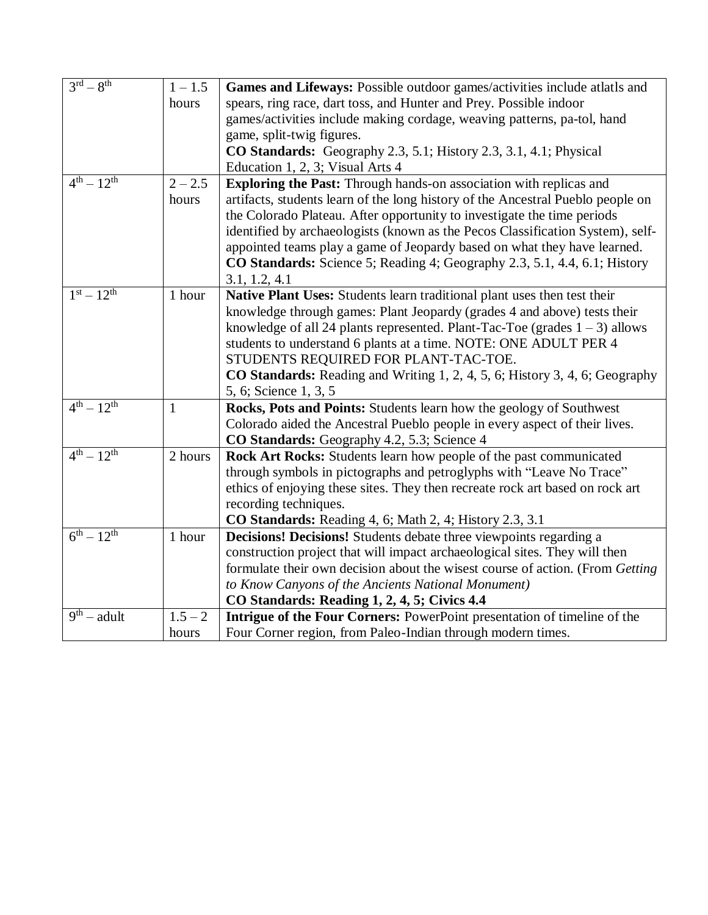| | | |
|---|---|---|
| 3rd – 8th | 1 – 1.5 hours | **Games and Lifeways:** Possible outdoor games/activities include atlatls and spears, ring race, dart toss, and Hunter and Prey. Possible indoor games/activities include making cordage, weaving patterns, pa-tol, hand game, split-twig figures.<br>**CO Standards:** Geography 2.3, 5.1; History 2.3, 3.1, 4.1; Physical Education 1, 2, 3; Visual Arts 4 |
| 4th – 12th | 2 – 2.5 hours | **Exploring the Past:** Through hands-on association with replicas and artifacts, students learn of the long history of the Ancestral Pueblo people on the Colorado Plateau. After opportunity to investigate the time periods identified by archaeologists (known as the Pecos Classification System), self-appointed teams play a game of Jeopardy based on what they have learned.<br>**CO Standards:** Science 5; Reading 4; Geography 2.3, 5.1, 4.4, 6.1; History 3.1, 1.2, 4.1 |
| 1st – 12th | 1 hour | **Native Plant Uses:** Students learn traditional plant uses then test their knowledge through games: Plant Jeopardy (grades 4 and above) tests their knowledge of all 24 plants represented. Plant-Tac-Toe (grades 1 – 3) allows students to understand 6 plants at a time. NOTE: ONE ADULT PER 4 STUDENTS REQUIRED FOR PLANT-TAC-TOE.<br>**CO Standards:** Reading and Writing 1, 2, 4, 5, 6; History 3, 4, 6; Geography 5, 6; Science 1, 3, 5 |
| 4th – 12th | 1 | **Rocks, Pots and Points:** Students learn how the geology of Southwest Colorado aided the Ancestral Pueblo people in every aspect of their lives.<br>**CO Standards:** Geography 4.2, 5.3; Science 4 |
| 4th – 12th | 2 hours | **Rock Art Rocks:** Students learn how people of the past communicated through symbols in pictographs and petroglyphs with "Leave No Trace" ethics of enjoying these sites. They then recreate rock art based on rock art recording techniques.<br>**CO Standards:** Reading 4, 6; Math 2, 4; History 2.3, 3.1 |
| 6th – 12th | 1 hour | **Decisions! Decisions!** Students debate three viewpoints regarding a construction project that will impact archaeological sites. They will then formulate their own decision about the wisest course of action. (From *Getting to Know Canyons of the Ancients National Monument*)<br>**CO Standards: Reading 1, 2, 4, 5; Civics 4.4** |
| 9th – adult | 1.5 – 2 hours | **Intrigue of the Four Corners:** PowerPoint presentation of timeline of the Four Corner region, from Paleo-Indian through modern times. |